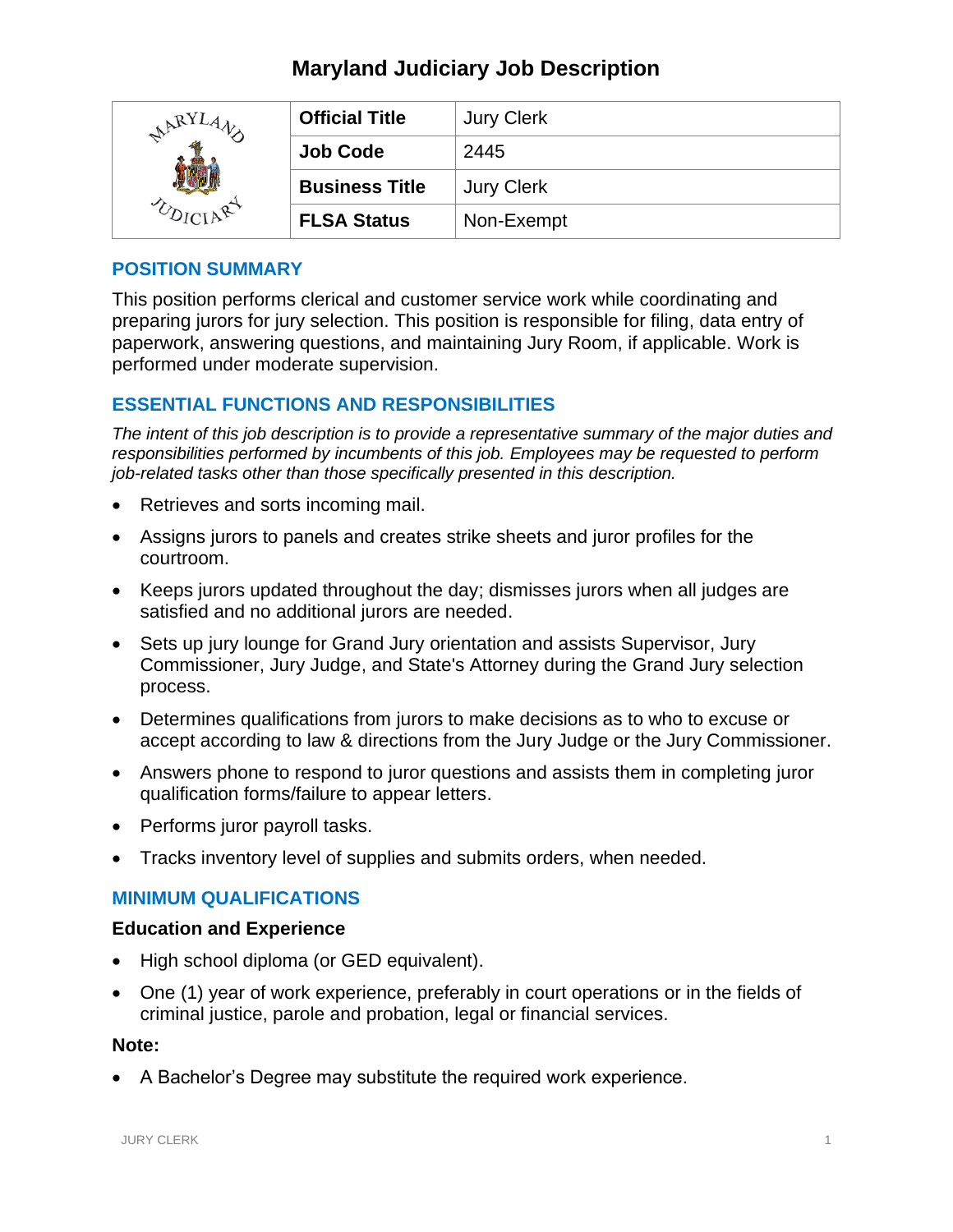# Maryland Judiciary Job Description

| | | |
|---|---|---|
| | **Official Title** | Jury Clerk |
| | **Job Code** | 2445 |
| | **Business Title** | Jury Clerk |
| | **FLSA Status** | Non-Exempt |

## POSITION SUMMARY

This position performs clerical and customer service work while coordinating and preparing jurors for jury selection. This position is responsible for filing, data entry of paperwork, answering questions, and maintaining Jury Room, if applicable. Work is performed under moderate supervision.

## ESSENTIAL FUNCTIONS AND RESPONSIBILITIES

*The intent of this job description is to provide a representative summary of the major duties and responsibilities performed by incumbents of this job. Employees may be requested to perform job-related tasks other than those specifically presented in this description.*

- Retrieves and sorts incoming mail.
- Assigns jurors to panels and creates strike sheets and juror profiles for the courtroom.
- Keeps jurors updated throughout the day; dismisses jurors when all judges are satisfied and no additional jurors are needed.
- Sets up jury lounge for Grand Jury orientation and assists Supervisor, Jury Commissioner, Jury Judge, and State's Attorney during the Grand Jury selection process.
- Determines qualifications from jurors to make decisions as to who to excuse or accept according to law & directions from the Jury Judge or the Jury Commissioner.
- Answers phone to respond to juror questions and assists them in completing juror qualification forms/failure to appear letters.
- Performs juror payroll tasks.
- Tracks inventory level of supplies and submits orders, when needed.

## MINIMUM QUALIFICATIONS

### Education and Experience

- High school diploma (or GED equivalent).
- One (1) year of work experience, preferably in court operations or in the fields of criminal justice, parole and probation, legal or financial services.

### Note:

- A Bachelor's Degree may substitute the required work experience.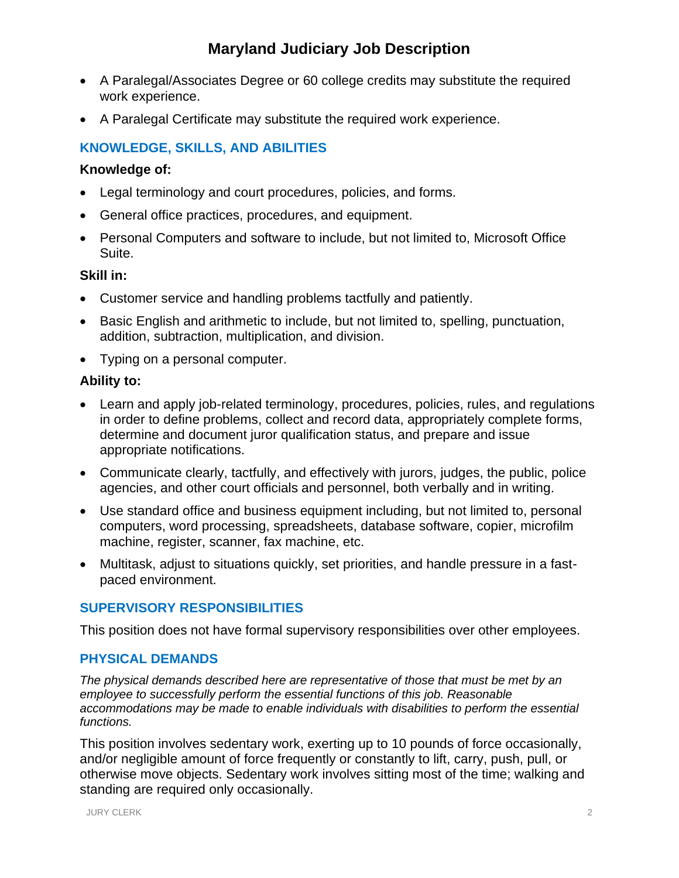- A Paralegal/Associates Degree or 60 college credits may substitute the required work experience.
- A Paralegal Certificate may substitute the required work experience.

## KNOWLEDGE, SKILLS, AND ABILITIES

**Knowledge of:**

- Legal terminology and court procedures, policies, and forms.
- General office practices, procedures, and equipment.
- Personal Computers and software to include, but not limited to, Microsoft Office Suite.

**Skill in:**

- Customer service and handling problems tactfully and patiently.
- Basic English and arithmetic to include, but not limited to, spelling, punctuation, addition, subtraction, multiplication, and division.
- Typing on a personal computer.

**Ability to:**

- Learn and apply job-related terminology, procedures, policies, rules, and regulations in order to define problems, collect and record data, appropriately complete forms, determine and document juror qualification status, and prepare and issue appropriate notifications.
- Communicate clearly, tactfully, and effectively with jurors, judges, the public, police agencies, and other court officials and personnel, both verbally and in writing.
- Use standard office and business equipment including, but not limited to, personal computers, word processing, spreadsheets, database software, copier, microfilm machine, register, scanner, fax machine, etc.
- Multitask, adjust to situations quickly, set priorities, and handle pressure in a fast-paced environment.

## SUPERVISORY RESPONSIBILITIES

This position does not have formal supervisory responsibilities over other employees.

## PHYSICAL DEMANDS

*The physical demands described here are representative of those that must be met by an employee to successfully perform the essential functions of this job. Reasonable accommodations may be made to enable individuals with disabilities to perform the essential functions.*

This position involves sedentary work, exerting up to 10 pounds of force occasionally, and/or negligible amount of force frequently or constantly to lift, carry, push, pull, or otherwise move objects. Sedentary work involves sitting most of the time; walking and standing are required only occasionally.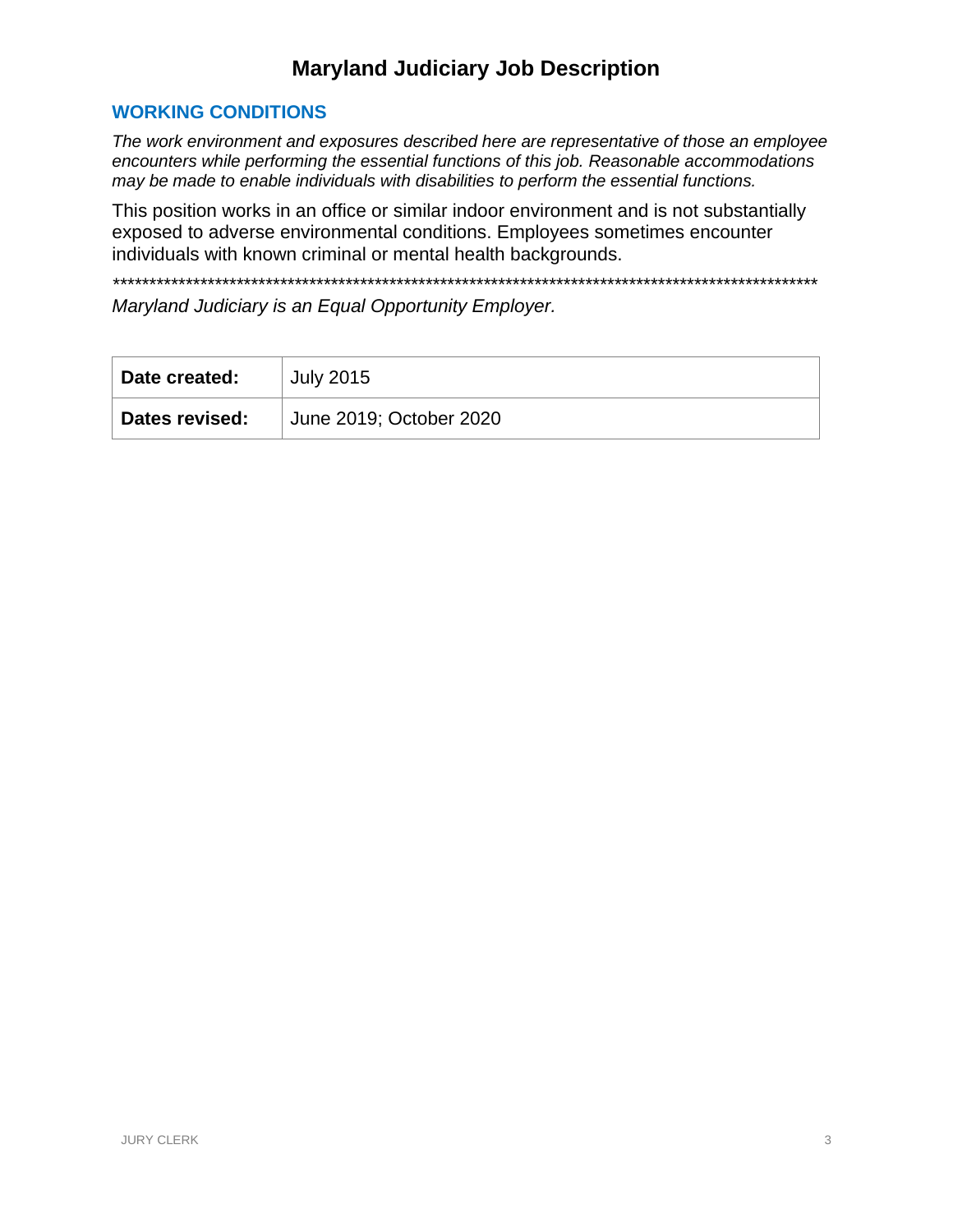# Maryland Judiciary Job Description

## WORKING CONDITIONS

*The work environment and exposures described here are representative of those an employee encounters while performing the essential functions of this job. Reasonable accommodations may be made to enable individuals with disabilities to perform the essential functions.*

This position works in an office or similar indoor environment and is not substantially exposed to adverse environmental conditions. Employees sometimes encounter individuals with known criminal or mental health backgrounds.

***************************************************************************************************

*Maryland Judiciary is an Equal Opportunity Employer.*

| | |
|---|---|
| **Date created:** | July 2015 |
| **Dates revised:** | June 2019; October 2020 |